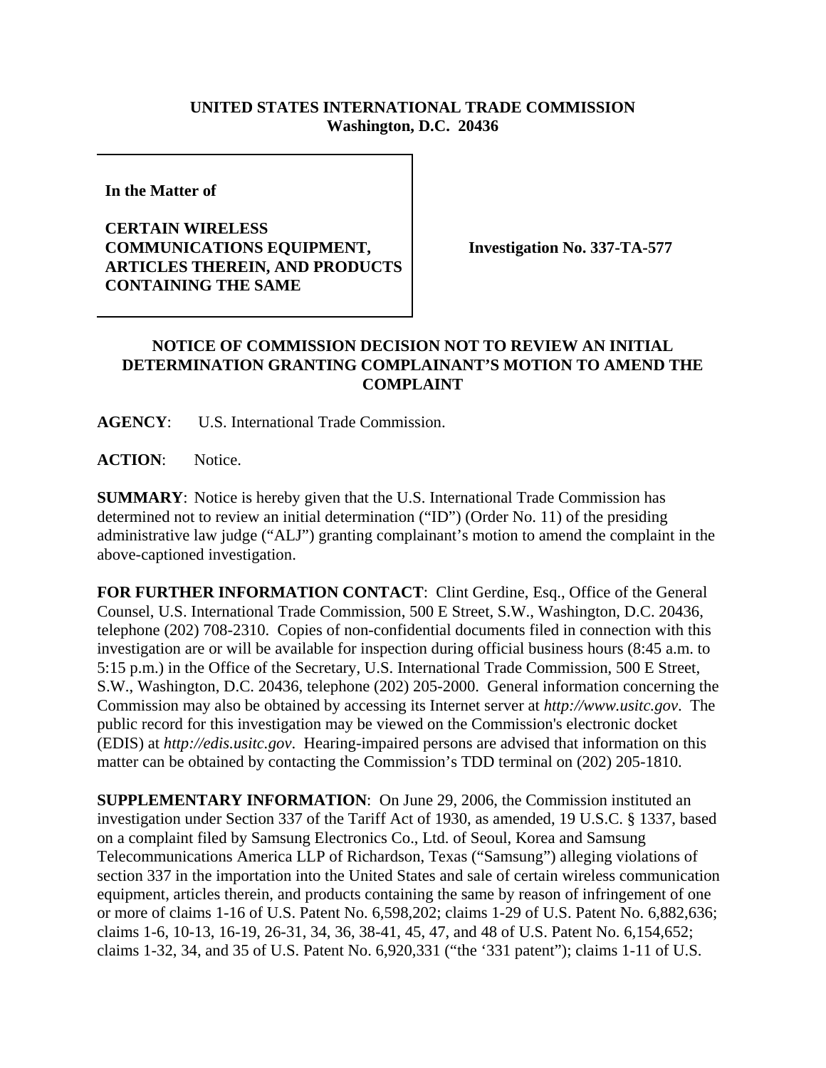**UNITED STATES INTERNATIONAL TRADE COMMISSION**
**Washington, D.C. 20436**

**In the Matter of**

**CERTAIN WIRELESS COMMUNICATIONS EQUIPMENT, ARTICLES THEREIN, AND PRODUCTS CONTAINING THE SAME**

**Investigation No. 337-TA-577**

## NOTICE OF COMMISSION DECISION NOT TO REVIEW AN INITIAL DETERMINATION GRANTING COMPLAINANT'S MOTION TO AMEND THE COMPLAINT

**AGENCY**: U.S. International Trade Commission.

**ACTION**: Notice.

**SUMMARY**: Notice is hereby given that the U.S. International Trade Commission has determined not to review an initial determination ("ID") (Order No. 11) of the presiding administrative law judge ("ALJ") granting complainant's motion to amend the complaint in the above-captioned investigation.

**FOR FURTHER INFORMATION CONTACT**: Clint Gerdine, Esq., Office of the General Counsel, U.S. International Trade Commission, 500 E Street, S.W., Washington, D.C. 20436, telephone (202) 708-2310. Copies of non-confidential documents filed in connection with this investigation are or will be available for inspection during official business hours (8:45 a.m. to 5:15 p.m.) in the Office of the Secretary, U.S. International Trade Commission, 500 E Street, S.W., Washington, D.C. 20436, telephone (202) 205-2000. General information concerning the Commission may also be obtained by accessing its Internet server at *http://www.usitc.gov*. The public record for this investigation may be viewed on the Commission's electronic docket (EDIS) at *http://edis.usitc.gov*. Hearing-impaired persons are advised that information on this matter can be obtained by contacting the Commission's TDD terminal on (202) 205-1810.

**SUPPLEMENTARY INFORMATION**: On June 29, 2006, the Commission instituted an investigation under Section 337 of the Tariff Act of 1930, as amended, 19 U.S.C. § 1337, based on a complaint filed by Samsung Electronics Co., Ltd. of Seoul, Korea and Samsung Telecommunications America LLP of Richardson, Texas ("Samsung") alleging violations of section 337 in the importation into the United States and sale of certain wireless communication equipment, articles therein, and products containing the same by reason of infringement of one or more of claims 1-16 of U.S. Patent No. 6,598,202; claims 1-29 of U.S. Patent No. 6,882,636; claims 1-6, 10-13, 16-19, 26-31, 34, 36, 38-41, 45, 47, and 48 of U.S. Patent No. 6,154,652; claims 1-32, 34, and 35 of U.S. Patent No. 6,920,331 ("the '331 patent"); claims 1-11 of U.S.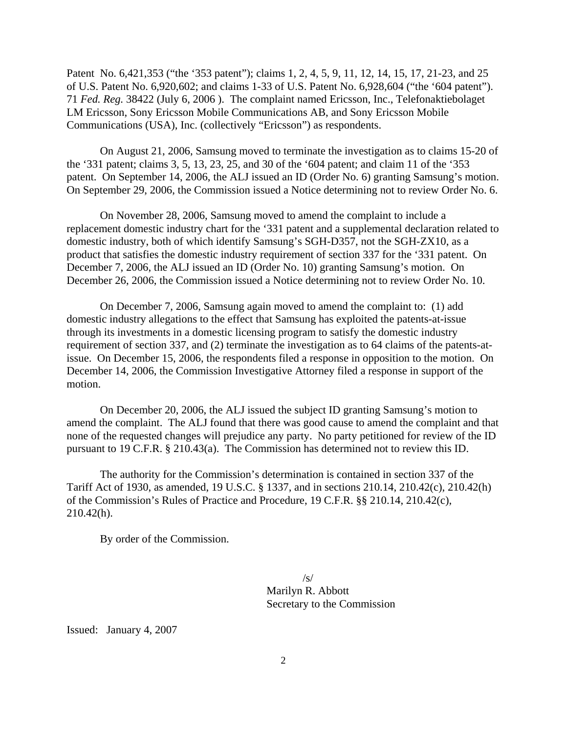Patent No. 6,421,353 ("the '353 patent"); claims 1, 2, 4, 5, 9, 11, 12, 14, 15, 17, 21-23, and 25 of U.S. Patent No. 6,920,602; and claims 1-33 of U.S. Patent No. 6,928,604 ("the '604 patent"). 71 *Fed. Reg.* 38422 (July 6, 2006 ). The complaint named Ericsson, Inc., Telefonaktiebolaget LM Ericsson, Sony Ericsson Mobile Communications AB, and Sony Ericsson Mobile Communications (USA), Inc. (collectively "Ericsson") as respondents.

On August 21, 2006, Samsung moved to terminate the investigation as to claims 15-20 of the '331 patent; claims 3, 5, 13, 23, 25, and 30 of the '604 patent; and claim 11 of the '353 patent. On September 14, 2006, the ALJ issued an ID (Order No. 6) granting Samsung's motion. On September 29, 2006, the Commission issued a Notice determining not to review Order No. 6.

On November 28, 2006, Samsung moved to amend the complaint to include a replacement domestic industry chart for the '331 patent and a supplemental declaration related to domestic industry, both of which identify Samsung's SGH-D357, not the SGH-ZX10, as a product that satisfies the domestic industry requirement of section 337 for the '331 patent. On December 7, 2006, the ALJ issued an ID (Order No. 10) granting Samsung's motion. On December 26, 2006, the Commission issued a Notice determining not to review Order No. 10.

On December 7, 2006, Samsung again moved to amend the complaint to: (1) add domestic industry allegations to the effect that Samsung has exploited the patents-at-issue through its investments in a domestic licensing program to satisfy the domestic industry requirement of section 337, and (2) terminate the investigation as to 64 claims of the patents-at-issue. On December 15, 2006, the respondents filed a response in opposition to the motion. On December 14, 2006, the Commission Investigative Attorney filed a response in support of the motion.

On December 20, 2006, the ALJ issued the subject ID granting Samsung's motion to amend the complaint. The ALJ found that there was good cause to amend the complaint and that none of the requested changes will prejudice any party. No party petitioned for review of the ID pursuant to 19 C.F.R. § 210.43(a). The Commission has determined not to review this ID.

The authority for the Commission's determination is contained in section 337 of the Tariff Act of 1930, as amended, 19 U.S.C. § 1337, and in sections 210.14, 210.42(c), 210.42(h) of the Commission's Rules of Practice and Procedure, 19 C.F.R. §§ 210.14, 210.42(c), 210.42(h).

By order of the Commission.

/s/
Marilyn R. Abbott
Secretary to the Commission

Issued: January 4, 2007